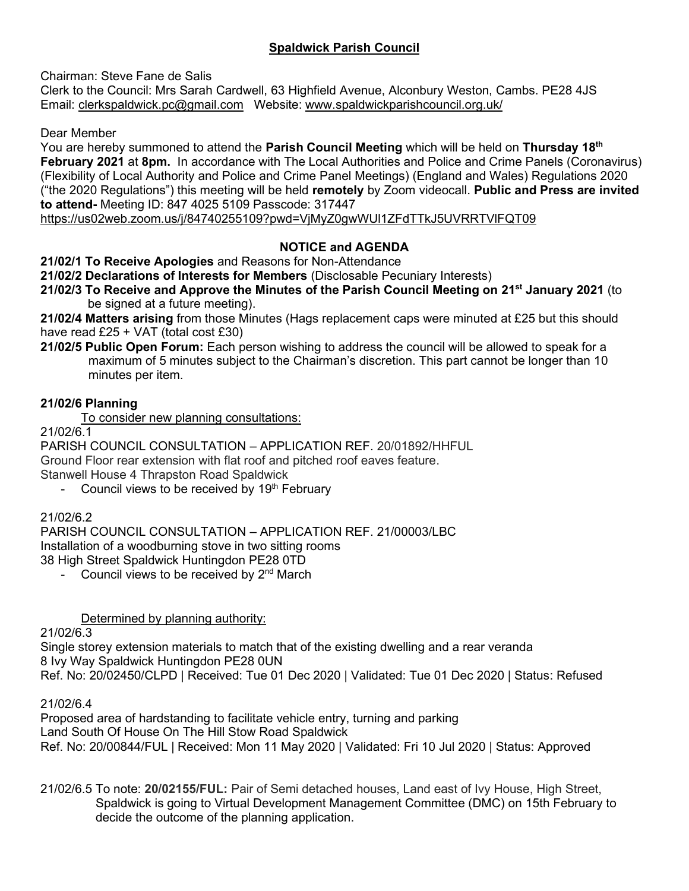# Spaldwick Parish Council

Chairman: Steve Fane de Salis
Clerk to the Council: Mrs Sarah Cardwell, 63 Highfield Avenue, Alconbury Weston, Cambs. PE28 4JS
Email: clerkspaldwick.pc@gmail.com Website: www.spaldwickparishcouncil.org.uk/

Dear Member
You are hereby summoned to attend the **Parish Council Meeting** which will be held on **Thursday 18th February 2021** at **8pm.** In accordance with The Local Authorities and Police and Crime Panels (Coronavirus) (Flexibility of Local Authority and Police and Crime Panel Meetings) (England and Wales) Regulations 2020 ("the 2020 Regulations") this meeting will be held **remotely** by Zoom videocall. **Public and Press are invited to attend-** Meeting ID: 847 4025 5109 Passcode: 317447
https://us02web.zoom.us/j/84740255109?pwd=VjMyZ0gwWUl1ZFdTTkJ5UVRRTVlFQT09

## NOTICE and AGENDA

**21/02/1 To Receive Apologies** and Reasons for Non-Attendance

**21/02/2 Declarations of Interests for Members** (Disclosable Pecuniary Interests)

**21/02/3 To Receive and Approve the Minutes of the Parish Council Meeting on 21st January 2021** (to be signed at a future meeting).

**21/02/4 Matters arising** from those Minutes (Hags replacement caps were minuted at £25 but this should have read £25 + VAT (total cost £30)

**21/02/5 Public Open Forum:** Each person wishing to address the council will be allowed to speak for a maximum of 5 minutes subject to the Chairman's discretion. This part cannot be longer than 10 minutes per item.

### 21/02/6 Planning

To consider new planning consultations:

21/02/6.1
PARISH COUNCIL CONSULTATION – APPLICATION REF. 20/01892/HHFUL
Ground Floor rear extension with flat roof and pitched roof eaves feature.
Stanwell House 4 Thrapston Road Spaldwick

- Council views to be received by 19th February

21/02/6.2
PARISH COUNCIL CONSULTATION – APPLICATION REF. 21/00003/LBC
Installation of a woodburning stove in two sitting rooms
38 High Street Spaldwick Huntingdon PE28 0TD

- Council views to be received by 2nd March

Determined by planning authority:

21/02/6.3
Single storey extension materials to match that of the existing dwelling and a rear veranda
8 Ivy Way Spaldwick Huntingdon PE28 0UN
Ref. No: 20/02450/CLPD | Received: Tue 01 Dec 2020 | Validated: Tue 01 Dec 2020 | Status: Refused

21/02/6.4
Proposed area of hardstanding to facilitate vehicle entry, turning and parking
Land South Of House On The Hill Stow Road Spaldwick
Ref. No: 20/00844/FUL | Received: Mon 11 May 2020 | Validated: Fri 10 Jul 2020 | Status: Approved

21/02/6.5 To note: **20/02155/FUL:** Pair of Semi detached houses, Land east of Ivy House, High Street, Spaldwick is going to Virtual Development Management Committee (DMC) on 15th February to decide the outcome of the planning application.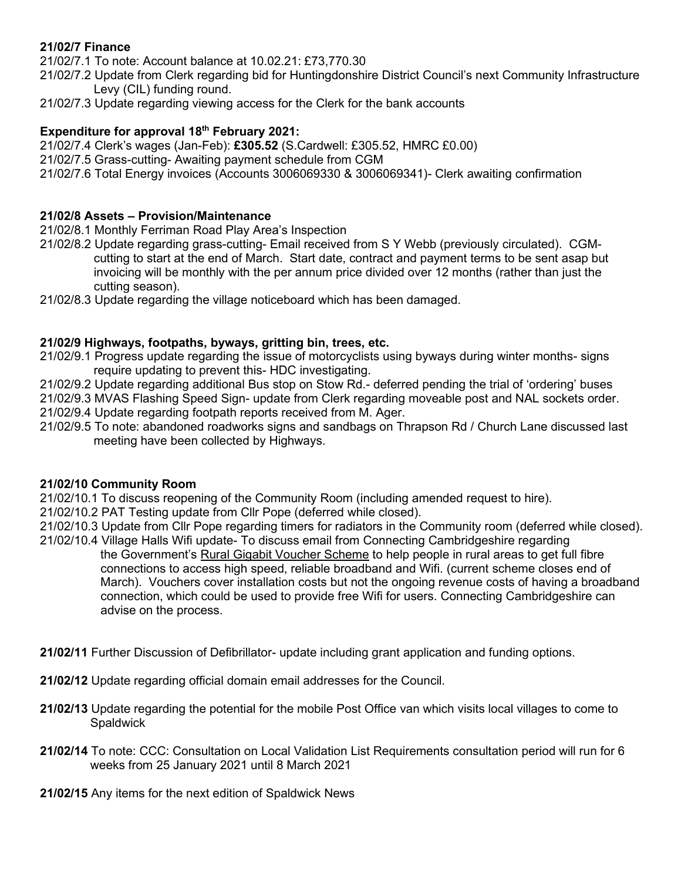**21/02/7 Finance**

21/02/7.1 To note: Account balance at 10.02.21: £73,770.30

21/02/7.2 Update from Clerk regarding bid for Huntingdonshire District Council's next Community Infrastructure Levy (CIL) funding round.

21/02/7.3 Update regarding viewing access for the Clerk for the bank accounts

**Expenditure for approval 18th February 2021:**

21/02/7.4 Clerk's wages (Jan-Feb): **£305.52** (S.Cardwell: £305.52, HMRC £0.00)

21/02/7.5 Grass-cutting- Awaiting payment schedule from CGM

21/02/7.6 Total Energy invoices (Accounts 3006069330 & 3006069341)- Clerk awaiting confirmation

**21/02/8 Assets – Provision/Maintenance**

21/02/8.1 Monthly Ferriman Road Play Area's Inspection

21/02/8.2 Update regarding grass-cutting- Email received from S Y Webb (previously circulated). CGM- cutting to start at the end of March. Start date, contract and payment terms to be sent asap but invoicing will be monthly with the per annum price divided over 12 months (rather than just the cutting season).

21/02/8.3 Update regarding the village noticeboard which has been damaged.

**21/02/9 Highways, footpaths, byways, gritting bin, trees, etc.**

21/02/9.1 Progress update regarding the issue of motorcyclists using byways during winter months- signs require updating to prevent this- HDC investigating.

21/02/9.2 Update regarding additional Bus stop on Stow Rd.- deferred pending the trial of 'ordering' buses

21/02/9.3 MVAS Flashing Speed Sign- update from Clerk regarding moveable post and NAL sockets order.

21/02/9.4 Update regarding footpath reports received from M. Ager.

21/02/9.5 To note: abandoned roadworks signs and sandbags on Thrapson Rd / Church Lane discussed last meeting have been collected by Highways.

**21/02/10 Community Room**

21/02/10.1 To discuss reopening of the Community Room (including amended request to hire).

21/02/10.2 PAT Testing update from Cllr Pope (deferred while closed).

21/02/10.3 Update from Cllr Pope regarding timers for radiators in the Community room (deferred while closed).

21/02/10.4 Village Halls Wifi update- To discuss email from Connecting Cambridgeshire regarding the Government's Rural Gigabit Voucher Scheme to help people in rural areas to get full fibre connections to access high speed, reliable broadband and Wifi. (current scheme closes end of March). Vouchers cover installation costs but not the ongoing revenue costs of having a broadband connection, which could be used to provide free Wifi for users. Connecting Cambridgeshire can advise on the process.

**21/02/11** Further Discussion of Defibrillator- update including grant application and funding options.

**21/02/12** Update regarding official domain email addresses for the Council.

**21/02/13** Update regarding the potential for the mobile Post Office van which visits local villages to come to Spaldwick

**21/02/14** To note: CCC: Consultation on Local Validation List Requirements consultation period will run for 6 weeks from 25 January 2021 until 8 March 2021

**21/02/15** Any items for the next edition of Spaldwick News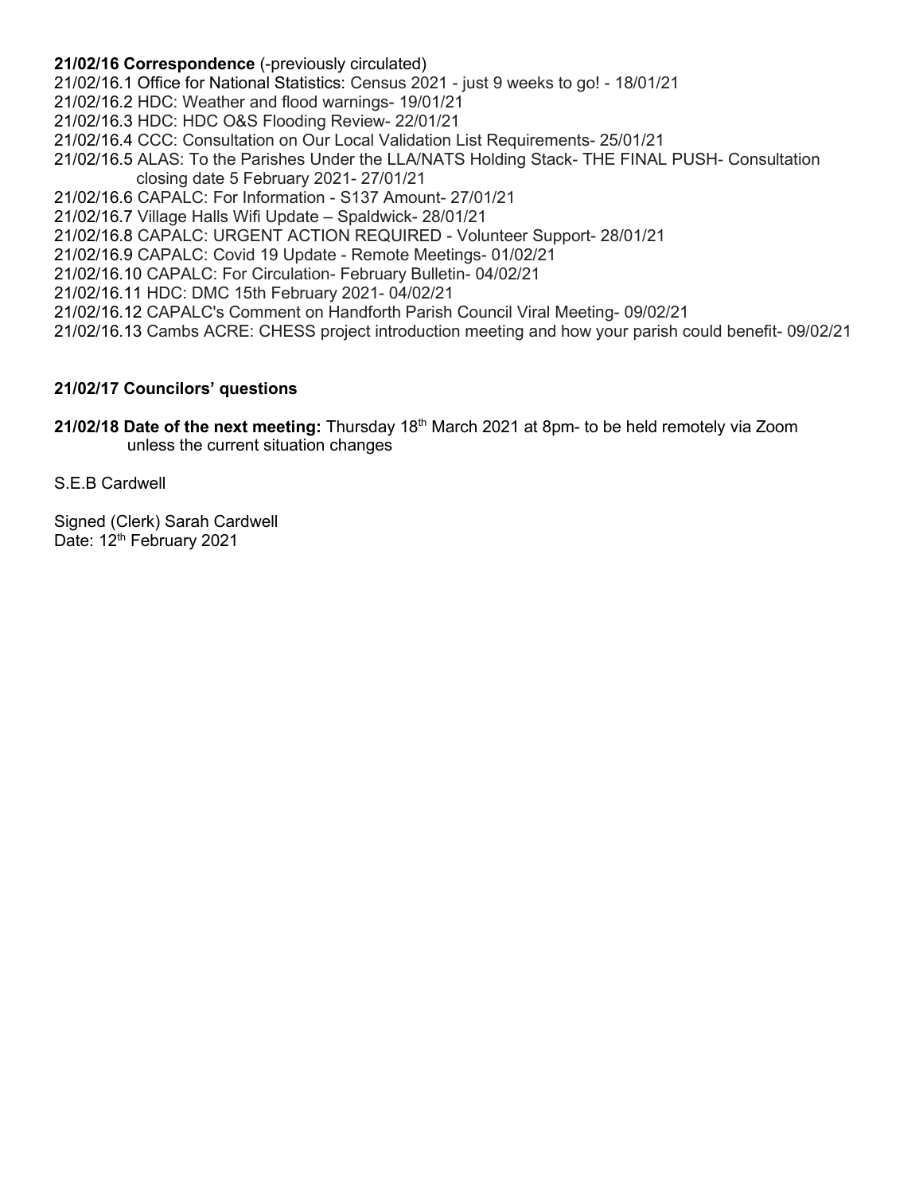**21/02/16 Correspondence** (-previously circulated)

21/02/16.1 Office for National Statistics: Census 2021 - just 9 weeks to go! - 18/01/21
21/02/16.2 HDC: Weather and flood warnings- 19/01/21
21/02/16.3 HDC: HDC O&S Flooding Review- 22/01/21
21/02/16.4 CCC: Consultation on Our Local Validation List Requirements- 25/01/21
21/02/16.5 ALAS: To the Parishes Under the LLA/NATS Holding Stack- THE FINAL PUSH- Consultation closing date 5 February 2021- 27/01/21
21/02/16.6 CAPALC: For Information - S137 Amount- 27/01/21
21/02/16.7 Village Halls Wifi Update – Spaldwick- 28/01/21
21/02/16.8 CAPALC: URGENT ACTION REQUIRED - Volunteer Support- 28/01/21
21/02/16.9 CAPALC: Covid 19 Update - Remote Meetings- 01/02/21
21/02/16.10 CAPALC: For Circulation- February Bulletin- 04/02/21
21/02/16.11 HDC: DMC 15th February 2021- 04/02/21
21/02/16.12 CAPALC's Comment on Handforth Parish Council Viral Meeting- 09/02/21
21/02/16.13 Cambs ACRE: CHESS project introduction meeting and how your parish could benefit- 09/02/21

**21/02/17 Councilors' questions**

**21/02/18 Date of the next meeting:** Thursday 18th March 2021 at 8pm- to be held remotely via Zoom unless the current situation changes

S.E.B Cardwell

Signed (Clerk) Sarah Cardwell
Date: 12th February 2021